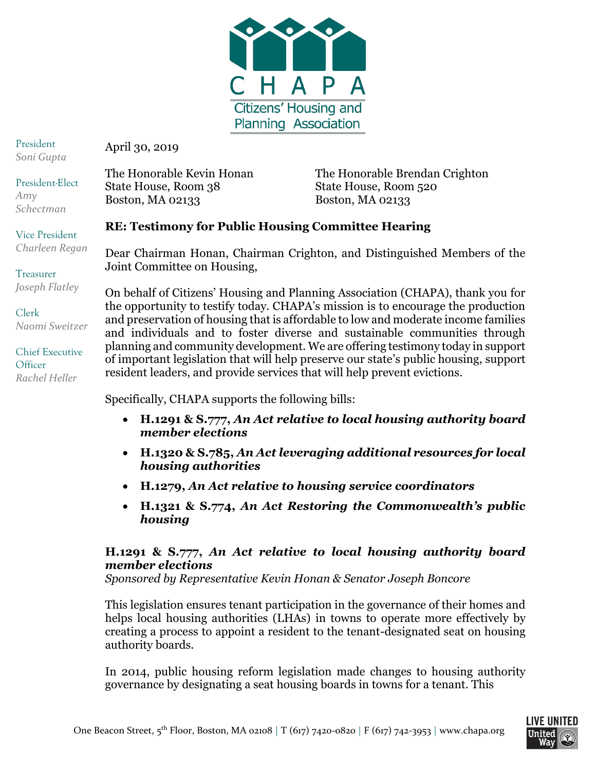# CHAPA

Citizens' Housing and Planning Association

President
*Soni Gupta*

President-Elect
*Amy Schectman*

Vice President
*Charleen Regan*

Treasurer
*Joseph Flatley*

Clerk
*Naomi Sweitzer*

Chief Executive Officer
*Rachel Heller*

April 30, 2019

The Honorable Kevin Honan
State House, Room 38
Boston, MA 02133

The Honorable Brendan Crighton
State House, Room 520
Boston, MA 02133

**RE: Testimony for Public Housing Committee Hearing**

Dear Chairman Honan, Chairman Crighton, and Distinguished Members of the Joint Committee on Housing,

On behalf of Citizens' Housing and Planning Association (CHAPA), thank you for the opportunity to testify today. CHAPA's mission is to encourage the production and preservation of housing that is affordable to low and moderate income families and individuals and to foster diverse and sustainable communities through planning and community development. We are offering testimony today in support of important legislation that will help preserve our state's public housing, support resident leaders, and provide services that will help prevent evictions.

Specifically, CHAPA supports the following bills:

- **H.1291 & S.777, *An Act relative to local housing authority board member elections***
- **H.1320 & S.785, *An Act leveraging additional resources for local housing authorities***
- **H.1279, *An Act relative to housing service coordinators***
- **H.1321 & S.774, *An Act Restoring the Commonwealth's public housing***

**H.1291 & S.777, *An Act relative to local housing authority board member elections***
*Sponsored by Representative Kevin Honan & Senator Joseph Boncore*

This legislation ensures tenant participation in the governance of their homes and helps local housing authorities (LHAs) in towns to operate more effectively by creating a process to appoint a resident to the tenant-designated seat on housing authority boards.

In 2014, public housing reform legislation made changes to housing authority governance by designating a seat housing boards in towns for a tenant. This

One Beacon Street, 5th Floor, Boston, MA 02108 | T (617) 7420-0820 | F (617) 742-3953 | www.chapa.org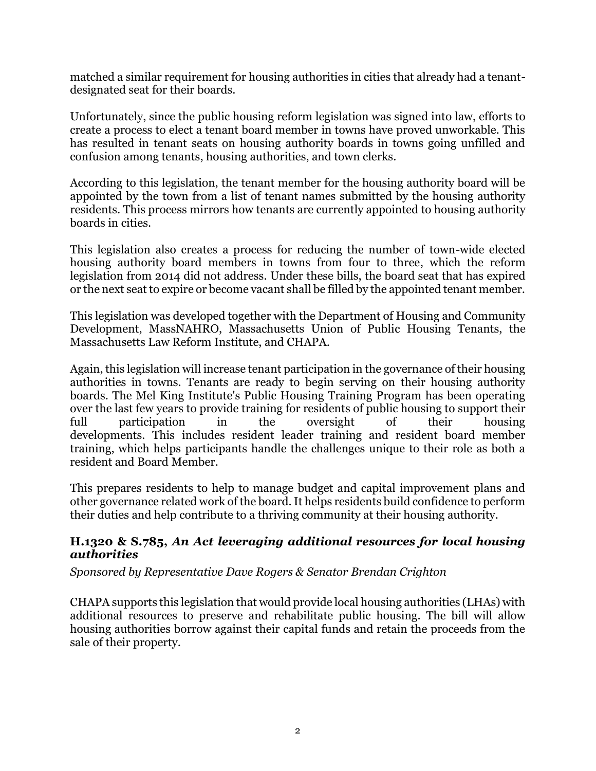matched a similar requirement for housing authorities in cities that already had a tenant-designated seat for their boards.

Unfortunately, since the public housing reform legislation was signed into law, efforts to create a process to elect a tenant board member in towns have proved unworkable. This has resulted in tenant seats on housing authority boards in towns going unfilled and confusion among tenants, housing authorities, and town clerks.

According to this legislation, the tenant member for the housing authority board will be appointed by the town from a list of tenant names submitted by the housing authority residents. This process mirrors how tenants are currently appointed to housing authority boards in cities.

This legislation also creates a process for reducing the number of town-wide elected housing authority board members in towns from four to three, which the reform legislation from 2014 did not address. Under these bills, the board seat that has expired or the next seat to expire or become vacant shall be filled by the appointed tenant member.

This legislation was developed together with the Department of Housing and Community Development, MassNAHRO, Massachusetts Union of Public Housing Tenants, the Massachusetts Law Reform Institute, and CHAPA.

Again, this legislation will increase tenant participation in the governance of their housing authorities in towns. Tenants are ready to begin serving on their housing authority boards. The Mel King Institute's Public Housing Training Program has been operating over the last few years to provide training for residents of public housing to support their full participation in the oversight of their housing developments. This includes resident leader training and resident board member training, which helps participants handle the challenges unique to their role as both a resident and Board Member.

This prepares residents to help to manage budget and capital improvement plans and other governance related work of the board. It helps residents build confidence to perform their duties and help contribute to a thriving community at their housing authority.

### H.1320 & S.785, *An Act leveraging additional resources for local housing authorities*

*Sponsored by Representative Dave Rogers & Senator Brendan Crighton*

CHAPA supports this legislation that would provide local housing authorities (LHAs) with additional resources to preserve and rehabilitate public housing. The bill will allow housing authorities borrow against their capital funds and retain the proceeds from the sale of their property.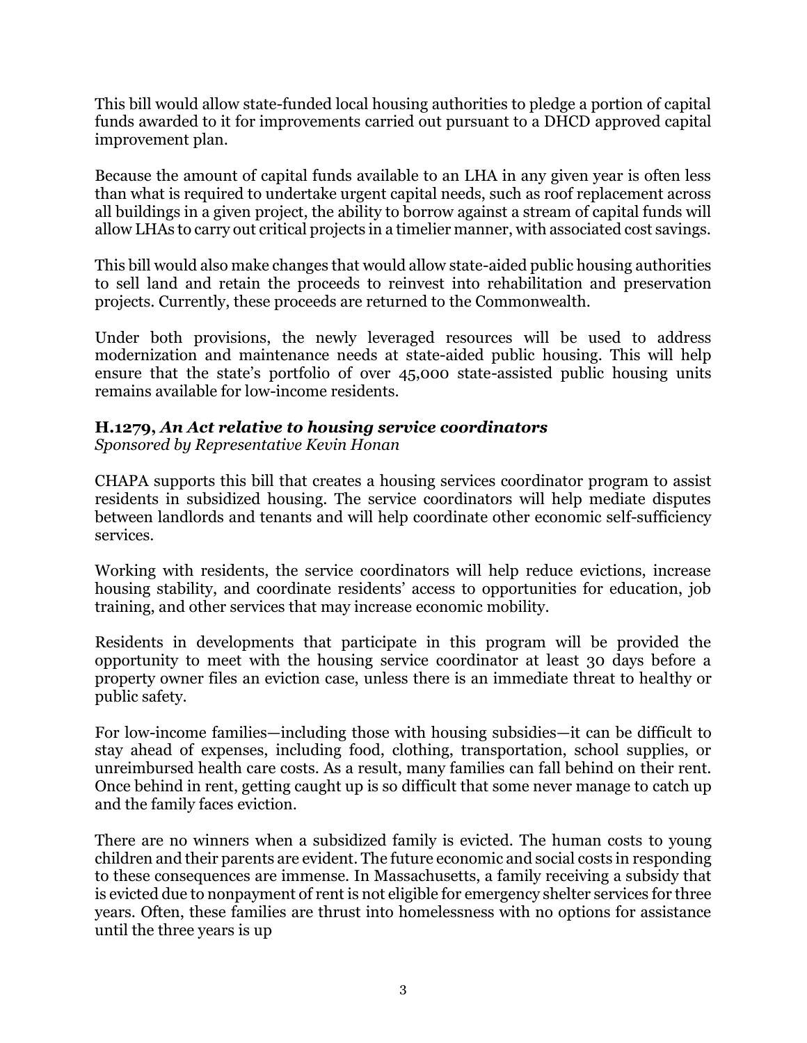This bill would allow state-funded local housing authorities to pledge a portion of capital funds awarded to it for improvements carried out pursuant to a DHCD approved capital improvement plan.

Because the amount of capital funds available to an LHA in any given year is often less than what is required to undertake urgent capital needs, such as roof replacement across all buildings in a given project, the ability to borrow against a stream of capital funds will allow LHAs to carry out critical projects in a timelier manner, with associated cost savings.

This bill would also make changes that would allow state-aided public housing authorities to sell land and retain the proceeds to reinvest into rehabilitation and preservation projects. Currently, these proceeds are returned to the Commonwealth.

Under both provisions, the newly leveraged resources will be used to address modernization and maintenance needs at state-aided public housing. This will help ensure that the state's portfolio of over 45,000 state-assisted public housing units remains available for low-income residents.

### H.1279, *An Act relative to housing service coordinators*

*Sponsored by Representative Kevin Honan*

CHAPA supports this bill that creates a housing services coordinator program to assist residents in subsidized housing. The service coordinators will help mediate disputes between landlords and tenants and will help coordinate other economic self-sufficiency services.

Working with residents, the service coordinators will help reduce evictions, increase housing stability, and coordinate residents' access to opportunities for education, job training, and other services that may increase economic mobility.

Residents in developments that participate in this program will be provided the opportunity to meet with the housing service coordinator at least 30 days before a property owner files an eviction case, unless there is an immediate threat to healthy or public safety.

For low-income families—including those with housing subsidies—it can be difficult to stay ahead of expenses, including food, clothing, transportation, school supplies, or unreimbursed health care costs. As a result, many families can fall behind on their rent. Once behind in rent, getting caught up is so difficult that some never manage to catch up and the family faces eviction.

There are no winners when a subsidized family is evicted. The human costs to young children and their parents are evident. The future economic and social costs in responding to these consequences are immense. In Massachusetts, a family receiving a subsidy that is evicted due to nonpayment of rent is not eligible for emergency shelter services for three years. Often, these families are thrust into homelessness with no options for assistance until the three years is up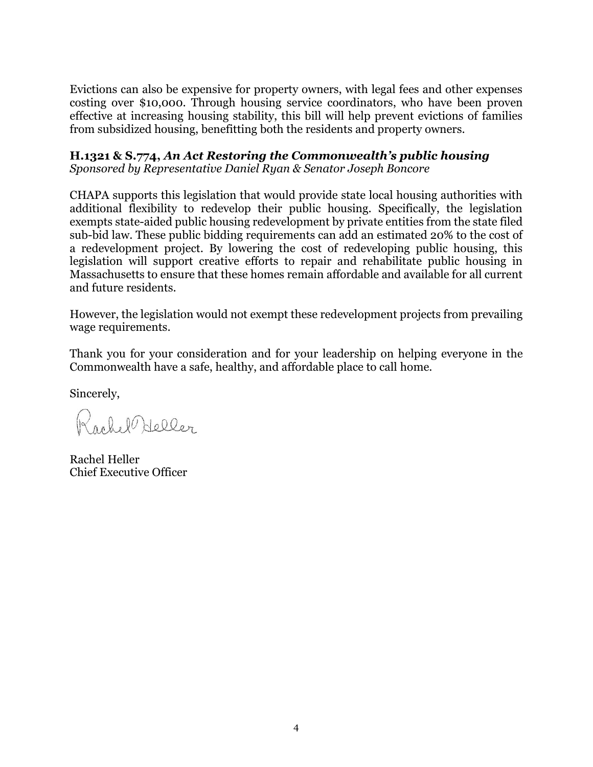Evictions can also be expensive for property owners, with legal fees and other expenses costing over $10,000. Through housing service coordinators, who have been proven effective at increasing housing stability, this bill will help prevent evictions of families from subsidized housing, benefitting both the residents and property owners.

**H.1321 & S.774,** ***An Act Restoring the Commonwealth's public housing***
*Sponsored by Representative Daniel Ryan & Senator Joseph Boncore*

CHAPA supports this legislation that would provide state local housing authorities with additional flexibility to redevelop their public housing. Specifically, the legislation exempts state-aided public housing redevelopment by private entities from the state filed sub-bid law. These public bidding requirements can add an estimated 20% to the cost of a redevelopment project. By lowering the cost of redeveloping public housing, this legislation will support creative efforts to repair and rehabilitate public housing in Massachusetts to ensure that these homes remain affordable and available for all current and future residents.

However, the legislation would not exempt these redevelopment projects from prevailing wage requirements.

Thank you for your consideration and for your leadership on helping everyone in the Commonwealth have a safe, healthy, and affordable place to call home.

Sincerely,

Rachel Heller

Rachel Heller
Chief Executive Officer